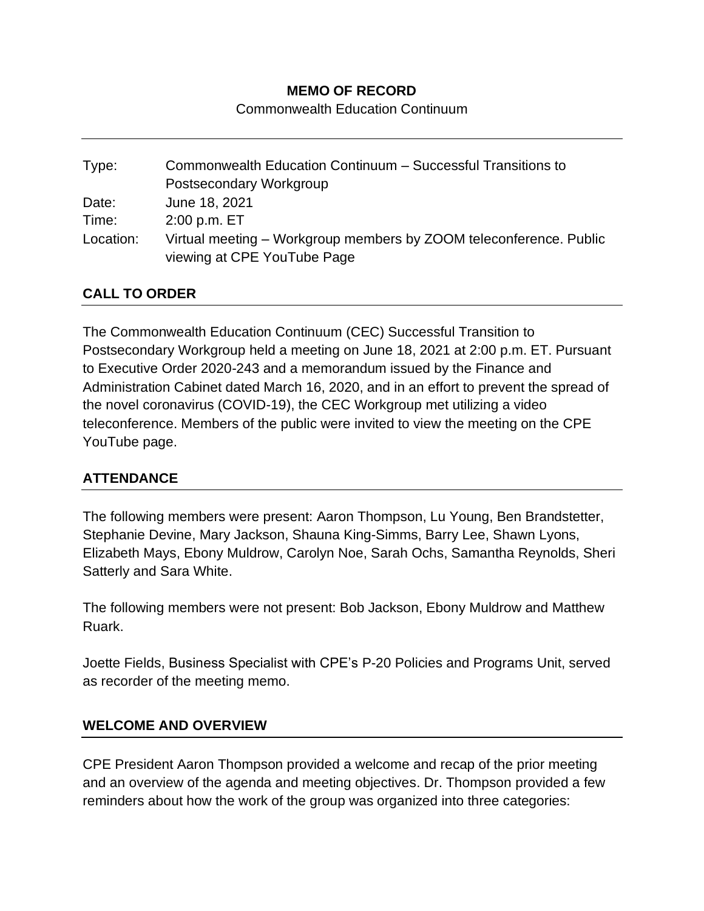**MEMO OF RECORD**

Commonwealth Education Continuum

---

| | |
|---|---|
| Type: | Commonwealth Education Continuum – Successful Transitions to Postsecondary Workgroup |
| Date: | June 18, 2021 |
| Time: | 2:00 p.m. ET |
| Location: | Virtual meeting – Workgroup members by ZOOM teleconference. Public viewing at CPE YouTube Page |

## CALL TO ORDER

The Commonwealth Education Continuum (CEC) Successful Transition to Postsecondary Workgroup held a meeting on June 18, 2021 at 2:00 p.m. ET. Pursuant to Executive Order 2020-243 and a memorandum issued by the Finance and Administration Cabinet dated March 16, 2020, and in an effort to prevent the spread of the novel coronavirus (COVID-19), the CEC Workgroup met utilizing a video teleconference. Members of the public were invited to view the meeting on the CPE YouTube page.

## ATTENDANCE

The following members were present: Aaron Thompson, Lu Young, Ben Brandstetter, Stephanie Devine, Mary Jackson, Shauna King-Simms, Barry Lee, Shawn Lyons, Elizabeth Mays, Ebony Muldrow, Carolyn Noe, Sarah Ochs, Samantha Reynolds, Sheri Satterly and Sara White.

The following members were not present: Bob Jackson, Ebony Muldrow and Matthew Ruark.

Joette Fields, Business Specialist with CPE's P-20 Policies and Programs Unit, served as recorder of the meeting memo.

## WELCOME AND OVERVIEW

CPE President Aaron Thompson provided a welcome and recap of the prior meeting and an overview of the agenda and meeting objectives. Dr. Thompson provided a few reminders about how the work of the group was organized into three categories: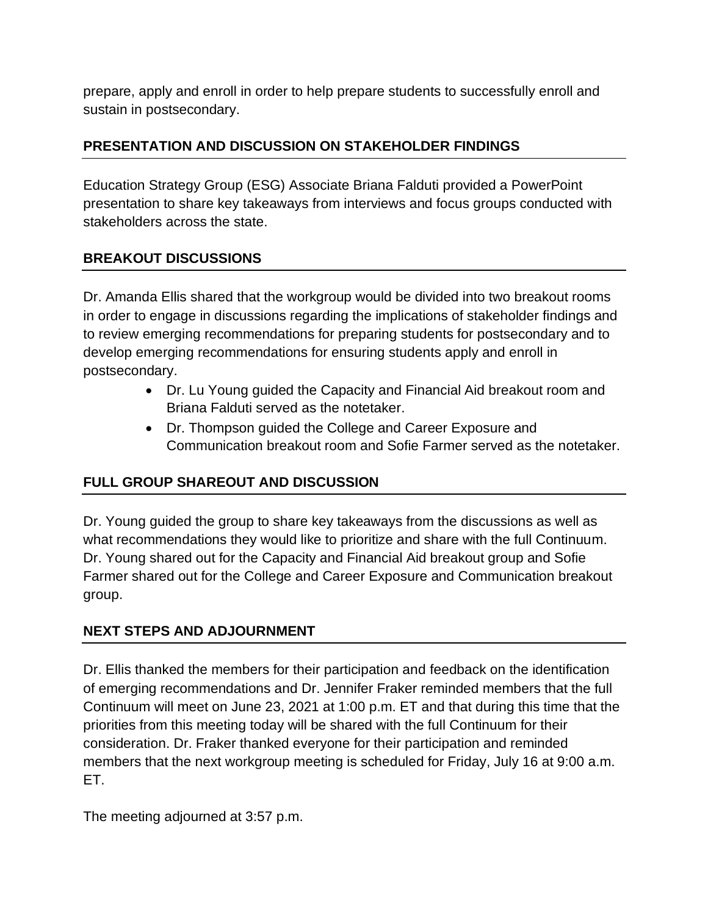prepare, apply and enroll in order to help prepare students to successfully enroll and sustain in postsecondary.

## PRESENTATION AND DISCUSSION ON STAKEHOLDER FINDINGS

Education Strategy Group (ESG) Associate Briana Falduti provided a PowerPoint presentation to share key takeaways from interviews and focus groups conducted with stakeholders across the state.

## BREAKOUT DISCUSSIONS

Dr. Amanda Ellis shared that the workgroup would be divided into two breakout rooms in order to engage in discussions regarding the implications of stakeholder findings and to review emerging recommendations for preparing students for postsecondary and to develop emerging recommendations for ensuring students apply and enroll in postsecondary.

- Dr. Lu Young guided the Capacity and Financial Aid breakout room and Briana Falduti served as the notetaker.
- Dr. Thompson guided the College and Career Exposure and Communication breakout room and Sofie Farmer served as the notetaker.

## FULL GROUP SHAREOUT AND DISCUSSION

Dr. Young guided the group to share key takeaways from the discussions as well as what recommendations they would like to prioritize and share with the full Continuum. Dr. Young shared out for the Capacity and Financial Aid breakout group and Sofie Farmer shared out for the College and Career Exposure and Communication breakout group.

## NEXT STEPS AND ADJOURNMENT

Dr. Ellis thanked the members for their participation and feedback on the identification of emerging recommendations and Dr. Jennifer Fraker reminded members that the full Continuum will meet on June 23, 2021 at 1:00 p.m. ET and that during this time that the priorities from this meeting today will be shared with the full Continuum for their consideration. Dr. Fraker thanked everyone for their participation and reminded members that the next workgroup meeting is scheduled for Friday, July 16 at 9:00 a.m. ET.

The meeting adjourned at 3:57 p.m.